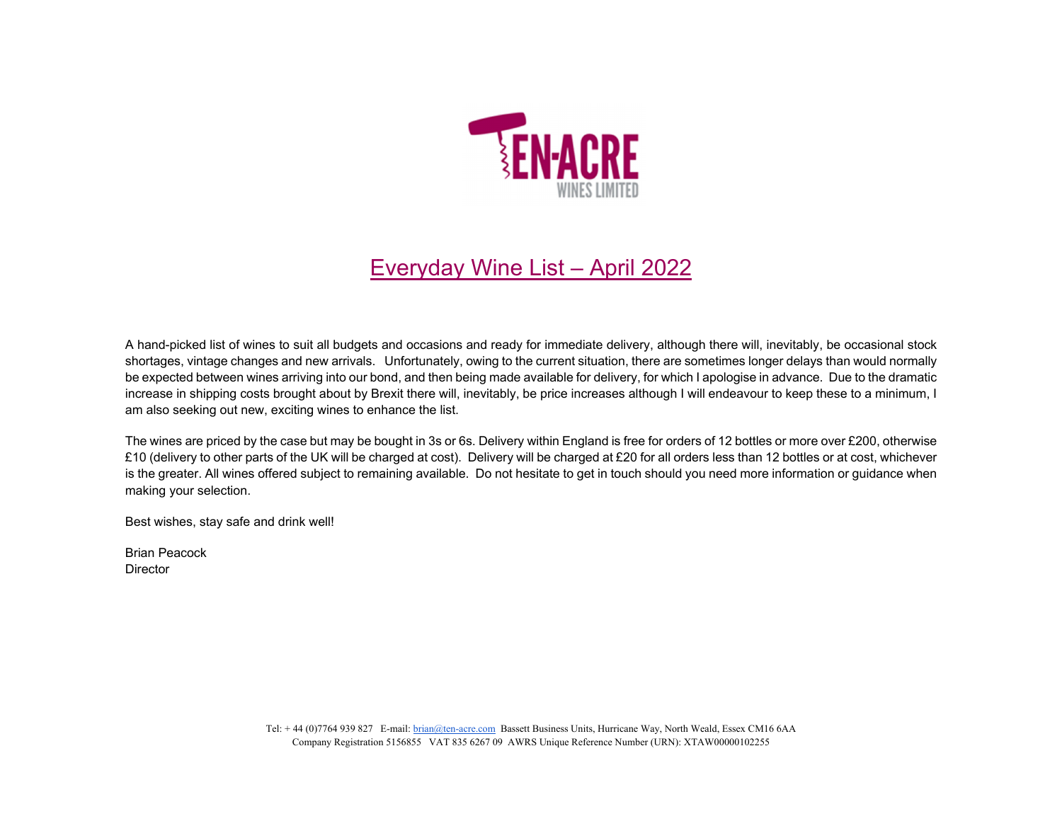# Everyday Wine List – April 2022

A hand-picked list of wines to suit all budgets and occasions and ready for immediate delivery, although there will, inevitably, be occasional stock shortages, vintage changes and new arrivals. Unfortunately, owing to the current situation, there are sometimes longer delays than would normally be expected between wines arriving into our bond, and then being made available for delivery, for which I apologise in advance. Due to the dramatic increase in shipping costs brought about by Brexit there will, inevitably, be price increases although I will endeavour to keep these to a minimum, I am also seeking out new, exciting wines to enhance the list.

The wines are priced by the case but may be bought in 3s or 6s. Delivery within England is free for orders of 12 bottles or more over £200, otherwise £10 (delivery to other parts of the UK will be charged at cost). Delivery will be charged at £20 for all orders less than 12 bottles or at cost, whichever is the greater. All wines offered subject to remaining available. Do not hesitate to get in touch should you need more information or guidance when making your selection.

Best wishes, stay safe and drink well!

Brian Peacock
Director

Tel: + 44 (0)7764 939 827 E-mail: brian@ten-acre.com Bassett Business Units, Hurricane Way, North Weald, Essex CM16 6AA
Company Registration 5156855 VAT 835 6267 09 AWRS Unique Reference Number (URN): XTAW00000102255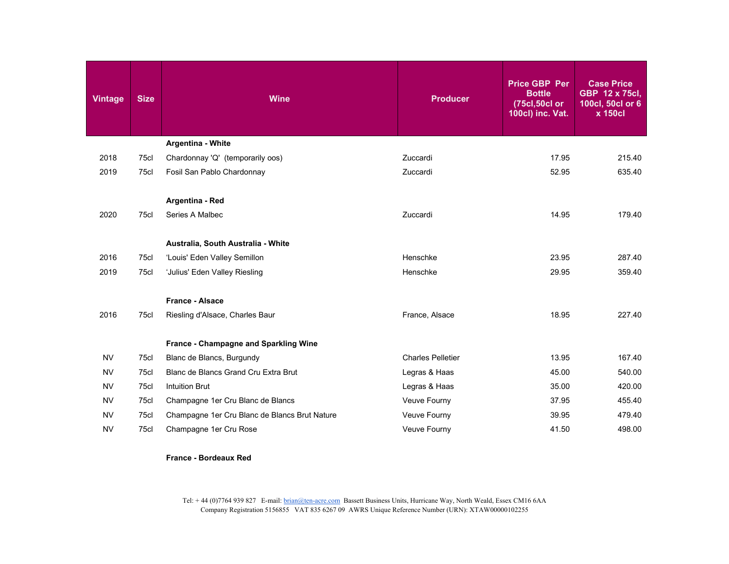| Vintage | Size | Wine | Producer | Price GBP Per Bottle (75cl,50cl or 100cl) inc. Vat. | Case Price GBP 12 x 75cl, 100cl, 50cl or 6 x 150cl |
|---|---|---|---|---|---|
| | | **Argentina - White** | | | |
| 2018 | 75cl | Chardonnay 'Q' (temporarily oos) | Zuccardi | 17.95 | 215.40 |
| 2019 | 75cl | Fosil San Pablo Chardonnay | Zuccardi | 52.95 | 635.40 |
| | | **Argentina - Red** | | | |
| 2020 | 75cl | Series A Malbec | Zuccardi | 14.95 | 179.40 |
| | | **Australia, South Australia - White** | | | |
| 2016 | 75cl | 'Louis' Eden Valley Semillon | Henschke | 23.95 | 287.40 |
| 2019 | 75cl | 'Julius' Eden Valley Riesling | Henschke | 29.95 | 359.40 |
| | | **France - Alsace** | | | |
| 2016 | 75cl | Riesling d'Alsace, Charles Baur | France, Alsace | 18.95 | 227.40 |
| | | **France - Champagne and Sparkling Wine** | | | |
| NV | 75cl | Blanc de Blancs, Burgundy | Charles Pelletier | 13.95 | 167.40 |
| NV | 75cl | Blanc de Blancs Grand Cru Extra Brut | Legras & Haas | 45.00 | 540.00 |
| NV | 75cl | Intuition Brut | Legras & Haas | 35.00 | 420.00 |
| NV | 75cl | Champagne 1er Cru Blanc de Blancs | Veuve Fourny | 37.95 | 455.40 |
| NV | 75cl | Champagne 1er Cru Blanc de Blancs Brut Nature | Veuve Fourny | 39.95 | 479.40 |
| NV | 75cl | Champagne 1er Cru Rose | Veuve Fourny | 41.50 | 498.00 |
| | | **France - Bordeaux Red** | | | |

Tel: + 44 (0)7764 939 827 E-mail: brian@ten-acre.com Bassett Business Units, Hurricane Way, North Weald, Essex CM16 6AA
Company Registration 5156855 VAT 835 6267 09 AWRS Unique Reference Number (URN): XTAW00000102255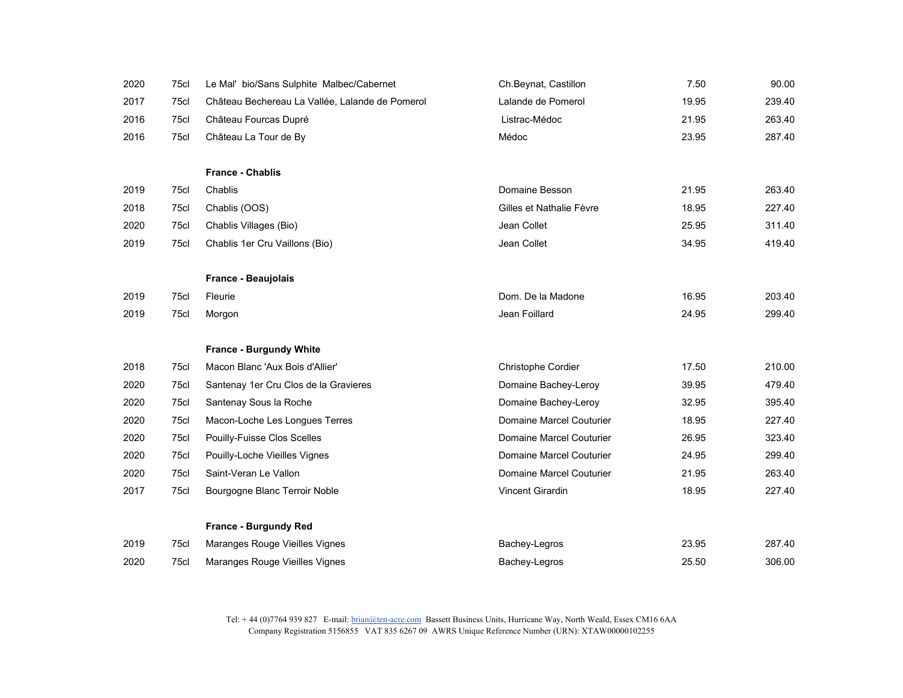| | | | | | |
|---|---|---|---|---|---|
| 2020 | 75cl | Le Mal' bio/Sans Sulphite Malbec/Cabernet | Ch.Beynat, Castillon | 7.50 | 90.00 |
| 2017 | 75cl | Château Bechereau La Vallée, Lalande de Pomerol | Lalande de Pomerol | 19.95 | 239.40 |
| 2016 | 75cl | Château Fourcas Dupré | Listrac-Médoc | 21.95 | 263.40 |
| 2016 | 75cl | Château La Tour de By | Médoc | 23.95 | 287.40 |
| | | **France - Chablis** | | | |
| 2019 | 75cl | Chablis | Domaine Besson | 21.95 | 263.40 |
| 2018 | 75cl | Chablis (OOS) | Gilles et Nathalie Fèvre | 18.95 | 227.40 |
| 2020 | 75cl | Chablis Villages (Bio) | Jean Collet | 25.95 | 311.40 |
| 2019 | 75cl | Chablis 1er Cru Vaillons (Bio) | Jean Collet | 34.95 | 419.40 |
| | | **France - Beaujolais** | | | |
| 2019 | 75cl | Fleurie | Dom. De la Madone | 16.95 | 203.40 |
| 2019 | 75cl | Morgon | Jean Foillard | 24.95 | 299.40 |
| | | **France - Burgundy White** | | | |
| 2018 | 75cl | Macon Blanc 'Aux Bois d'Allier' | Christophe Cordier | 17.50 | 210.00 |
| 2020 | 75cl | Santenay 1er Cru Clos de la Gravieres | Domaine Bachey-Leroy | 39.95 | 479.40 |
| 2020 | 75cl | Santenay Sous la Roche | Domaine Bachey-Leroy | 32.95 | 395.40 |
| 2020 | 75cl | Macon-Loche Les Longues Terres | Domaine Marcel Couturier | 18.95 | 227.40 |
| 2020 | 75cl | Pouilly-Fuisse Clos Scelles | Domaine Marcel Couturier | 26.95 | 323.40 |
| 2020 | 75cl | Pouilly-Loche Vieilles Vignes | Domaine Marcel Couturier | 24.95 | 299.40 |
| 2020 | 75cl | Saint-Veran Le Vallon | Domaine Marcel Couturier | 21.95 | 263.40 |
| 2017 | 75cl | Bourgogne Blanc Terroir Noble | Vincent Girardin | 18.95 | 227.40 |
| | | **France - Burgundy Red** | | | |
| 2019 | 75cl | Maranges Rouge Vieilles Vignes | Bachey-Legros | 23.95 | 287.40 |
| 2020 | 75cl | Maranges Rouge Vieilles Vignes | Bachey-Legros | 25.50 | 306.00 |

Tel: + 44 (0)7764 939 827 E-mail: brian@ten-acre.com Bassett Business Units, Hurricane Way, North Weald, Essex CM16 6AA
Company Registration 5156855 VAT 835 6267 09 AWRS Unique Reference Number (URN): XTAW00000102255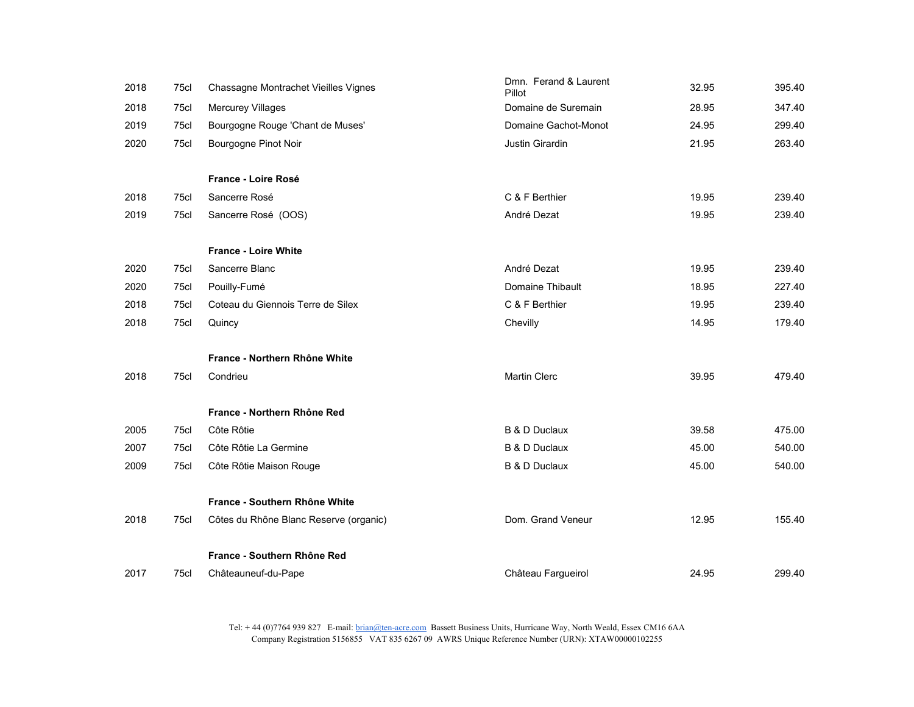| | | | | | |
|---|---|---|---|---|---|
| 2018 | 75cl | Chassagne Montrachet Vieilles Vignes | Dmn. Ferand & Laurent Pillot | 32.95 | 395.40 |
| 2018 | 75cl | Mercurey Villages | Domaine de Suremain | 28.95 | 347.40 |
| 2019 | 75cl | Bourgogne Rouge 'Chant de Muses' | Domaine Gachot-Monot | 24.95 | 299.40 |
| 2020 | 75cl | Bourgogne Pinot Noir | Justin Girardin | 21.95 | 263.40 |
| | | **France - Loire Rosé** | | | |
| 2018 | 75cl | Sancerre Rosé | C & F Berthier | 19.95 | 239.40 |
| 2019 | 75cl | Sancerre Rosé (OOS) | André Dezat | 19.95 | 239.40 |
| | | **France - Loire White** | | | |
| 2020 | 75cl | Sancerre Blanc | André Dezat | 19.95 | 239.40 |
| 2020 | 75cl | Pouilly-Fumé | Domaine Thibault | 18.95 | 227.40 |
| 2018 | 75cl | Coteau du Giennois Terre de Silex | C & F Berthier | 19.95 | 239.40 |
| 2018 | 75cl | Quincy | Chevilly | 14.95 | 179.40 |
| | | **France - Northern Rhône White** | | | |
| 2018 | 75cl | Condrieu | Martin Clerc | 39.95 | 479.40 |
| | | **France - Northern Rhône Red** | | | |
| 2005 | 75cl | Côte Rôtie | B & D Duclaux | 39.58 | 475.00 |
| 2007 | 75cl | Côte Rôtie La Germine | B & D Duclaux | 45.00 | 540.00 |
| 2009 | 75cl | Côte Rôtie Maison Rouge | B & D Duclaux | 45.00 | 540.00 |
| | | **France - Southern Rhône White** | | | |
| 2018 | 75cl | Côtes du Rhône Blanc Reserve (organic) | Dom. Grand Veneur | 12.95 | 155.40 |
| | | **France - Southern Rhône Red** | | | |
| 2017 | 75cl | Châteauneuf-du-Pape | Château Fargueirol | 24.95 | 299.40 |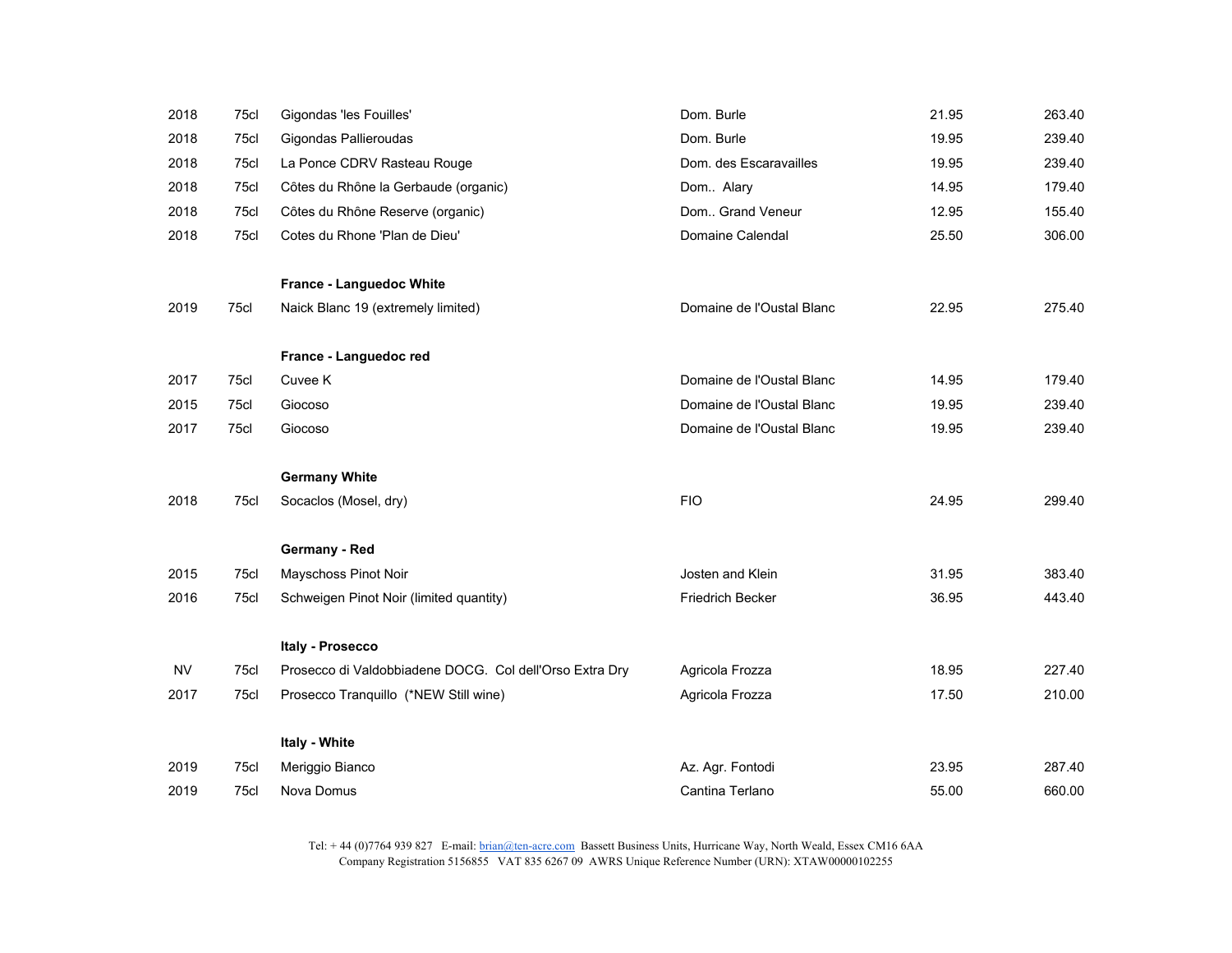| | | | | | |
|---|---|---|---|---|---|
| 2018 | 75cl | Gigondas 'les Fouilles' | Dom. Burle | 21.95 | 263.40 |
| 2018 | 75cl | Gigondas Pallieroudas | Dom. Burle | 19.95 | 239.40 |
| 2018 | 75cl | La Ponce CDRV Rasteau Rouge | Dom. des Escaravailles | 19.95 | 239.40 |
| 2018 | 75cl | Côtes du Rhône la Gerbaude (organic) | Dom.. Alary | 14.95 | 179.40 |
| 2018 | 75cl | Côtes du Rhône Reserve (organic) | Dom.. Grand Veneur | 12.95 | 155.40 |
| 2018 | 75cl | Cotes du Rhone 'Plan de Dieu' | Domaine Calendal | 25.50 | 306.00 |
| | | **France - Languedoc White** | | | |
| 2019 | 75cl | Naick Blanc 19 (extremely limited) | Domaine de l'Oustal Blanc | 22.95 | 275.40 |
| | | **France - Languedoc red** | | | |
| 2017 | 75cl | Cuvee K | Domaine de l'Oustal Blanc | 14.95 | 179.40 |
| 2015 | 75cl | Giocoso | Domaine de l'Oustal Blanc | 19.95 | 239.40 |
| 2017 | 75cl | Giocoso | Domaine de l'Oustal Blanc | 19.95 | 239.40 |
| | | **Germany White** | | | |
| 2018 | 75cl | Socaclos (Mosel, dry) | FIO | 24.95 | 299.40 |
| | | **Germany - Red** | | | |
| 2015 | 75cl | Mayschoss Pinot Noir | Josten and Klein | 31.95 | 383.40 |
| 2016 | 75cl | Schweigen Pinot Noir (limited quantity) | Friedrich Becker | 36.95 | 443.40 |
| | | **Italy - Prosecco** | | | |
| NV | 75cl | Prosecco di Valdobbiadene DOCG. Col dell'Orso Extra Dry | Agricola Frozza | 18.95 | 227.40 |
| 2017 | 75cl | Prosecco Tranquillo (*NEW Still wine) | Agricola Frozza | 17.50 | 210.00 |
| | | **Italy - White** | | | |
| 2019 | 75cl | Meriggio Bianco | Az. Agr. Fontodi | 23.95 | 287.40 |
| 2019 | 75cl | Nova Domus | Cantina Terlano | 55.00 | 660.00 |

Tel: + 44 (0)7764 939 827 E-mail: brian@ten-acre.com Bassett Business Units, Hurricane Way, North Weald, Essex CM16 6AA
Company Registration 5156855 VAT 835 6267 09 AWRS Unique Reference Number (URN): XTAW00000102255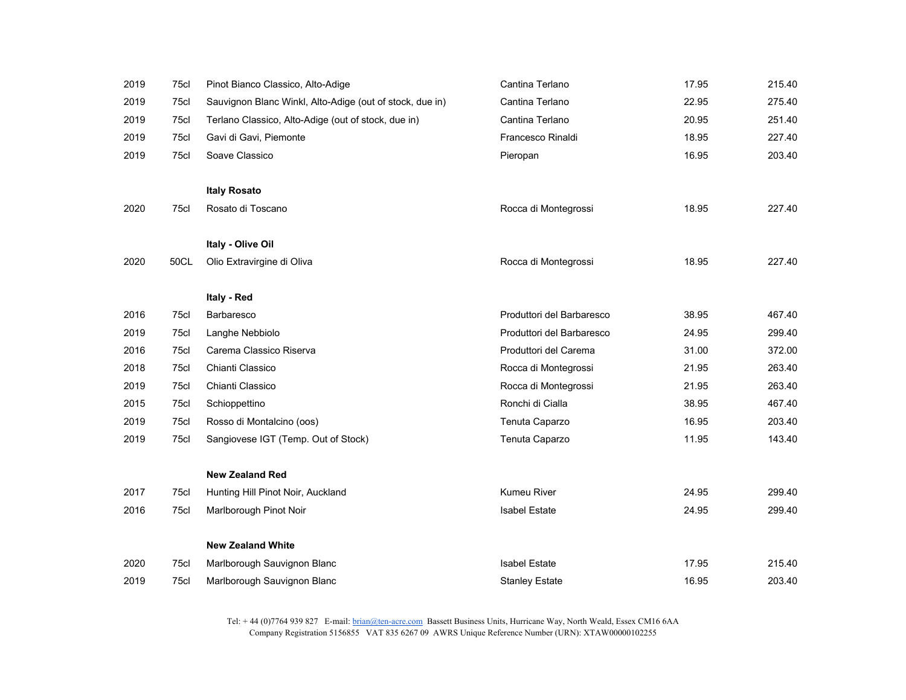| | | | | | |
|---|---|---|---|---|---|
| 2019 | 75cl | Pinot Bianco Classico, Alto-Adige | Cantina Terlano | 17.95 | 215.40 |
| 2019 | 75cl | Sauvignon Blanc Winkl, Alto-Adige (out of stock, due in) | Cantina Terlano | 22.95 | 275.40 |
| 2019 | 75cl | Terlano Classico, Alto-Adige (out of stock, due in) | Cantina Terlano | 20.95 | 251.40 |
| 2019 | 75cl | Gavi di Gavi, Piemonte | Francesco Rinaldi | 18.95 | 227.40 |
| 2019 | 75cl | Soave Classico | Pieropan | 16.95 | 203.40 |
| | | **Italy Rosato** | | | |
| 2020 | 75cl | Rosato di Toscano | Rocca di Montegrossi | 18.95 | 227.40 |
| | | **Italy - Olive Oil** | | | |
| 2020 | 50CL | Olio Extravirgine di Oliva | Rocca di Montegrossi | 18.95 | 227.40 |
| | | **Italy - Red** | | | |
| 2016 | 75cl | Barbaresco | Produttori del Barbaresco | 38.95 | 467.40 |
| 2019 | 75cl | Langhe Nebbiolo | Produttori del Barbaresco | 24.95 | 299.40 |
| 2016 | 75cl | Carema Classico Riserva | Produttori del Carema | 31.00 | 372.00 |
| 2018 | 75cl | Chianti Classico | Rocca di Montegrossi | 21.95 | 263.40 |
| 2019 | 75cl | Chianti Classico | Rocca di Montegrossi | 21.95 | 263.40 |
| 2015 | 75cl | Schioppettino | Ronchi di Cialla | 38.95 | 467.40 |
| 2019 | 75cl | Rosso di Montalcino (oos) | Tenuta Caparzo | 16.95 | 203.40 |
| 2019 | 75cl | Sangiovese IGT (Temp. Out of Stock) | Tenuta Caparzo | 11.95 | 143.40 |
| | | **New Zealand Red** | | | |
| 2017 | 75cl | Hunting Hill Pinot Noir, Auckland | Kumeu River | 24.95 | 299.40 |
| 2016 | 75cl | Marlborough Pinot Noir | Isabel Estate | 24.95 | 299.40 |
| | | **New Zealand White** | | | |
| 2020 | 75cl | Marlborough Sauvignon Blanc | Isabel Estate | 17.95 | 215.40 |
| 2019 | 75cl | Marlborough Sauvignon Blanc | Stanley Estate | 16.95 | 203.40 |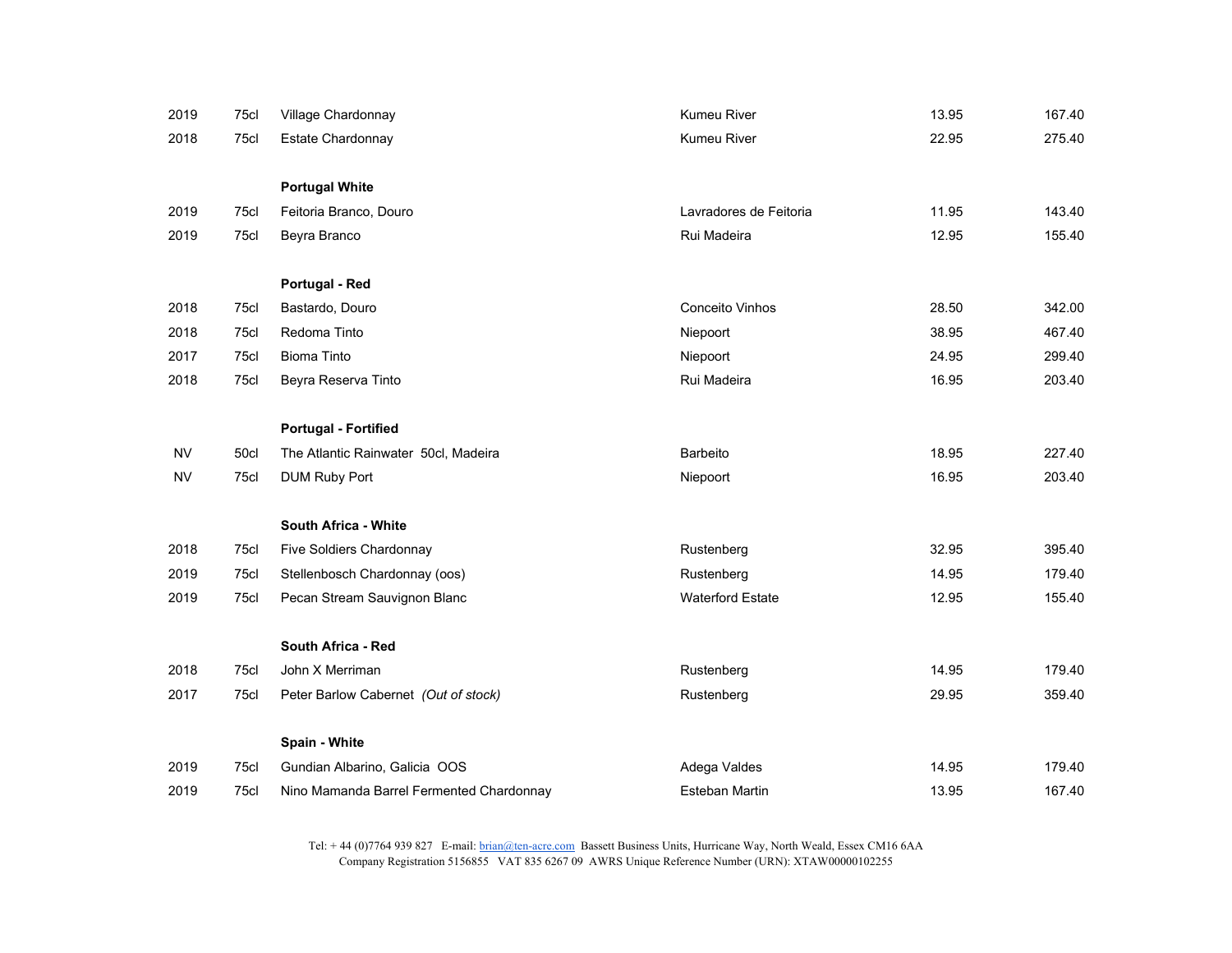| | | | | | |
|---|---|---|---|---|---|
| 2019 | 75cl | Village Chardonnay | Kumeu River | 13.95 | 167.40 |
| 2018 | 75cl | Estate Chardonnay | Kumeu River | 22.95 | 275.40 |
| | | **Portugal White** | | | |
| 2019 | 75cl | Feitoria Branco, Douro | Lavradores de Feitoria | 11.95 | 143.40 |
| 2019 | 75cl | Beyra Branco | Rui Madeira | 12.95 | 155.40 |
| | | **Portugal - Red** | | | |
| 2018 | 75cl | Bastardo, Douro | Conceito Vinhos | 28.50 | 342.00 |
| 2018 | 75cl | Redoma Tinto | Niepoort | 38.95 | 467.40 |
| 2017 | 75cl | Bioma Tinto | Niepoort | 24.95 | 299.40 |
| 2018 | 75cl | Beyra Reserva Tinto | Rui Madeira | 16.95 | 203.40 |
| | | **Portugal - Fortified** | | | |
| NV | 50cl | The Atlantic Rainwater 50cl, Madeira | Barbeito | 18.95 | 227.40 |
| NV | 75cl | DUM Ruby Port | Niepoort | 16.95 | 203.40 |
| | | **South Africa - White** | | | |
| 2018 | 75cl | Five Soldiers Chardonnay | Rustenberg | 32.95 | 395.40 |
| 2019 | 75cl | Stellenbosch Chardonnay (oos) | Rustenberg | 14.95 | 179.40 |
| 2019 | 75cl | Pecan Stream Sauvignon Blanc | Waterford Estate | 12.95 | 155.40 |
| | | **South Africa - Red** | | | |
| 2018 | 75cl | John X Merriman | Rustenberg | 14.95 | 179.40 |
| 2017 | 75cl | Peter Barlow Cabernet *(Out of stock)* | Rustenberg | 29.95 | 359.40 |
| | | **Spain - White** | | | |
| 2019 | 75cl | Gundian Albarino, Galicia OOS | Adega Valdes | 14.95 | 179.40 |
| 2019 | 75cl | Nino Mamanda Barrel Fermented Chardonnay | Esteban Martin | 13.95 | 167.40 |

Tel: + 44 (0)7764 939 827 E-mail: brian@ten-acre.com Bassett Business Units, Hurricane Way, North Weald, Essex CM16 6AA
Company Registration 5156855 VAT 835 6267 09 AWRS Unique Reference Number (URN): XTAW00000102255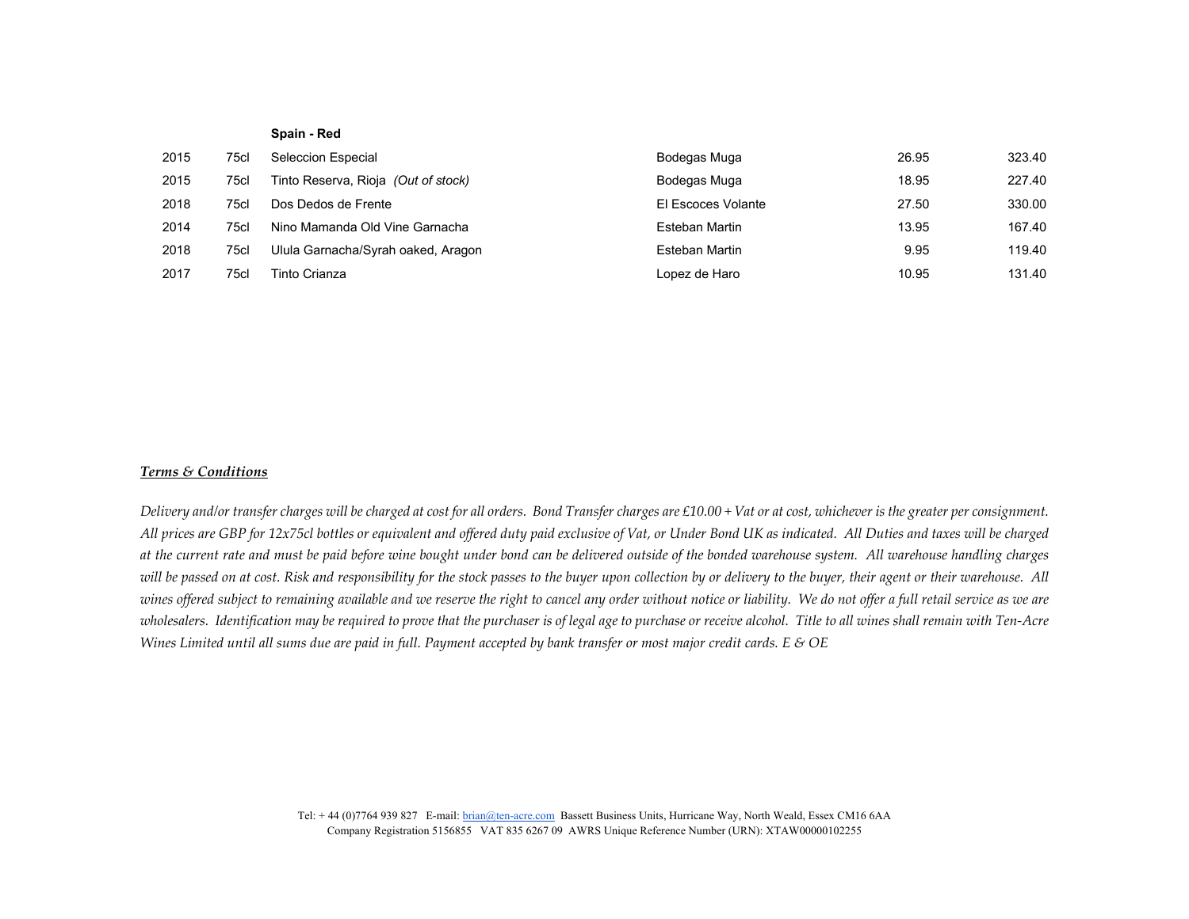| | | | | | |
|---|---|---|---|---|---|
| | | **Spain - Red** | | | |
| 2015 | 75cl | Seleccion Especial | Bodegas Muga | 26.95 | 323.40 |
| 2015 | 75cl | Tinto Reserva, Rioja *(Out of stock)* | Bodegas Muga | 18.95 | 227.40 |
| 2018 | 75cl | Dos Dedos de Frente | El Escoces Volante | 27.50 | 330.00 |
| 2014 | 75cl | Nino Mamanda Old Vine Garnacha | Esteban Martin | 13.95 | 167.40 |
| 2018 | 75cl | Ulula Garnacha/Syrah oaked, Aragon | Esteban Martin | 9.95 | 119.40 |
| 2017 | 75cl | Tinto Crianza | Lopez de Haro | 10.95 | 131.40 |

***Terms & Conditions***

*Delivery and/or transfer charges will be charged at cost for all orders. Bond Transfer charges are £10.00 + Vat or at cost, whichever is the greater per consignment. All prices are GBP for 12x75cl bottles or equivalent and offered duty paid exclusive of Vat, or Under Bond UK as indicated. All Duties and taxes will be charged at the current rate and must be paid before wine bought under bond can be delivered outside of the bonded warehouse system. All warehouse handling charges will be passed on at cost. Risk and responsibility for the stock passes to the buyer upon collection by or delivery to the buyer, their agent or their warehouse. All wines offered subject to remaining available and we reserve the right to cancel any order without notice or liability. We do not offer a full retail service as we are wholesalers. Identification may be required to prove that the purchaser is of legal age to purchase or receive alcohol. Title to all wines shall remain with Ten-Acre Wines Limited until all sums due are paid in full. Payment accepted by bank transfer or most major credit cards. E & OE*

Tel: + 44 (0)7764 939 827 E-mail: brian@ten-acre.com Bassett Business Units, Hurricane Way, North Weald, Essex CM16 6AA
Company Registration 5156855 VAT 835 6267 09 AWRS Unique Reference Number (URN): XTAW00000102255